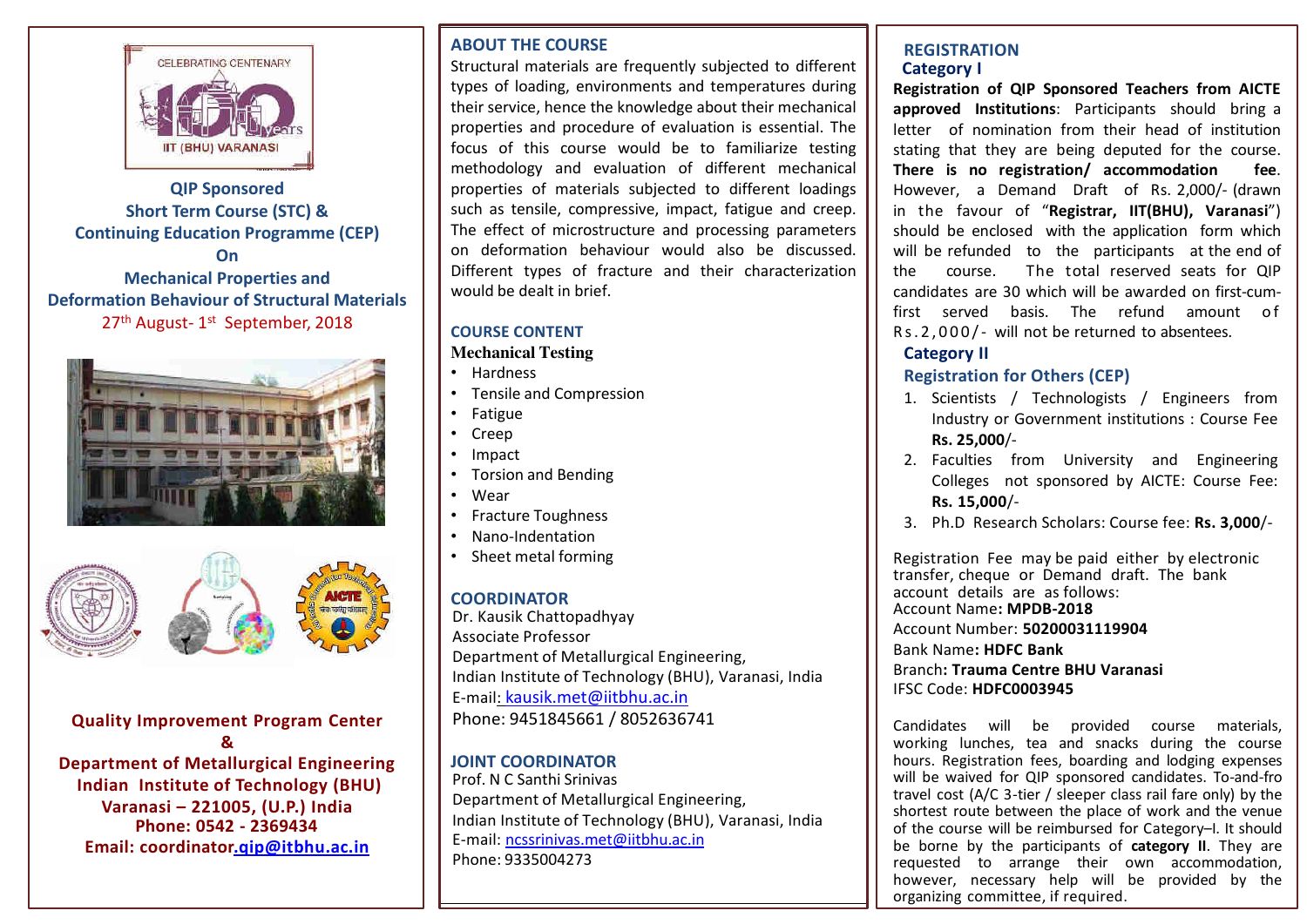CELEBRATING CENTENARY
100 years
IIT (BHU) VARANASI

**QIP Sponsored**
**Short Term Course (STC) &**
**Continuing Education Programme (CEP)**
**On**
**Mechanical Properties and**
**Deformation Behaviour of Structural Materials**

27th August- 1st September, 2018

**Quality Improvement Program Center**
**&**
**Department of Metallurgical Engineering**
**Indian Institute of Technology (BHU)**
**Varanasi – 221005, (U.P.) India**
**Phone: 0542 - 2369434**
**Email: coordinator.qip@itbhu.ac.in**

## ABOUT THE COURSE

Structural materials are frequently subjected to different types of loading, environments and temperatures during their service, hence the knowledge about their mechanical properties and procedure of evaluation is essential. The focus of this course would be to familiarize testing methodology and evaluation of different mechanical properties of materials subjected to different loadings such as tensile, compressive, impact, fatigue and creep. The effect of microstructure and processing parameters on deformation behaviour would also be discussed. Different types of fracture and their characterization would be dealt in brief.

## COURSE CONTENT

**Mechanical Testing**

- Hardness
- Tensile and Compression
- Fatigue
- Creep
- Impact
- Torsion and Bending
- Wear
- Fracture Toughness
- Nano-Indentation
- Sheet metal forming

## COORDINATOR

Dr. Kausik Chattopadhyay
Associate Professor
Department of Metallurgical Engineering,
Indian Institute of Technology (BHU), Varanasi, India
E-mail: kausik.met@iitbhu.ac.in
Phone: 9451845661 / 8052636741

## JOINT COORDINATOR

Prof. N C Santhi Srinivas
Department of Metallurgical Engineering,
Indian Institute of Technology (BHU), Varanasi, India
E-mail: ncssrinivas.met@iitbhu.ac.in
Phone: 9335004273

## REGISTRATION

### Category I

**Registration of QIP Sponsored Teachers from AICTE approved Institutions**: Participants should bring a letter of nomination from their head of institution stating that they are being deputed for the course. **There is no registration/ accommodation fee**. However, a Demand Draft of Rs. 2,000/- (drawn in the favour of "**Registrar, IIT(BHU), Varanasi**") should be enclosed with the application form which will be refunded to the participants at the end of the course. The total reserved seats for QIP candidates are 30 which will be awarded on first-cum-first served basis. The refund amount of Rs.2,000/- will not be returned to absentees.

### Category II

### Registration for Others (CEP)

1. Scientists / Technologists / Engineers from Industry or Government institutions : Course Fee **Rs. 25,000**/-
2. Faculties from University and Engineering Colleges not sponsored by AICTE: Course Fee: **Rs. 15,000**/-
3. Ph.D Research Scholars: Course fee: **Rs. 3,000**/-

Registration Fee may be paid either by electronic transfer, cheque or Demand draft. The bank account details are as follows:
Account Name**: MPDB-2018**
Account Number: **50200031119904**
Bank Name**: HDFC Bank**
Branch**: Trauma Centre BHU Varanasi**
IFSC Code: **HDFC0003945**

Candidates will be provided course materials, working lunches, tea and snacks during the course hours. Registration fees, boarding and lodging expenses will be waived for QIP sponsored candidates. To-and-fro travel cost (A/C 3-tier / sleeper class rail fare only) by the shortest route between the place of work and the venue of the course will be reimbursed for Category–I. It should be borne by the participants of **category II**. They are requested to arrange their own accommodation, however, necessary help will be provided by the organizing committee, if required.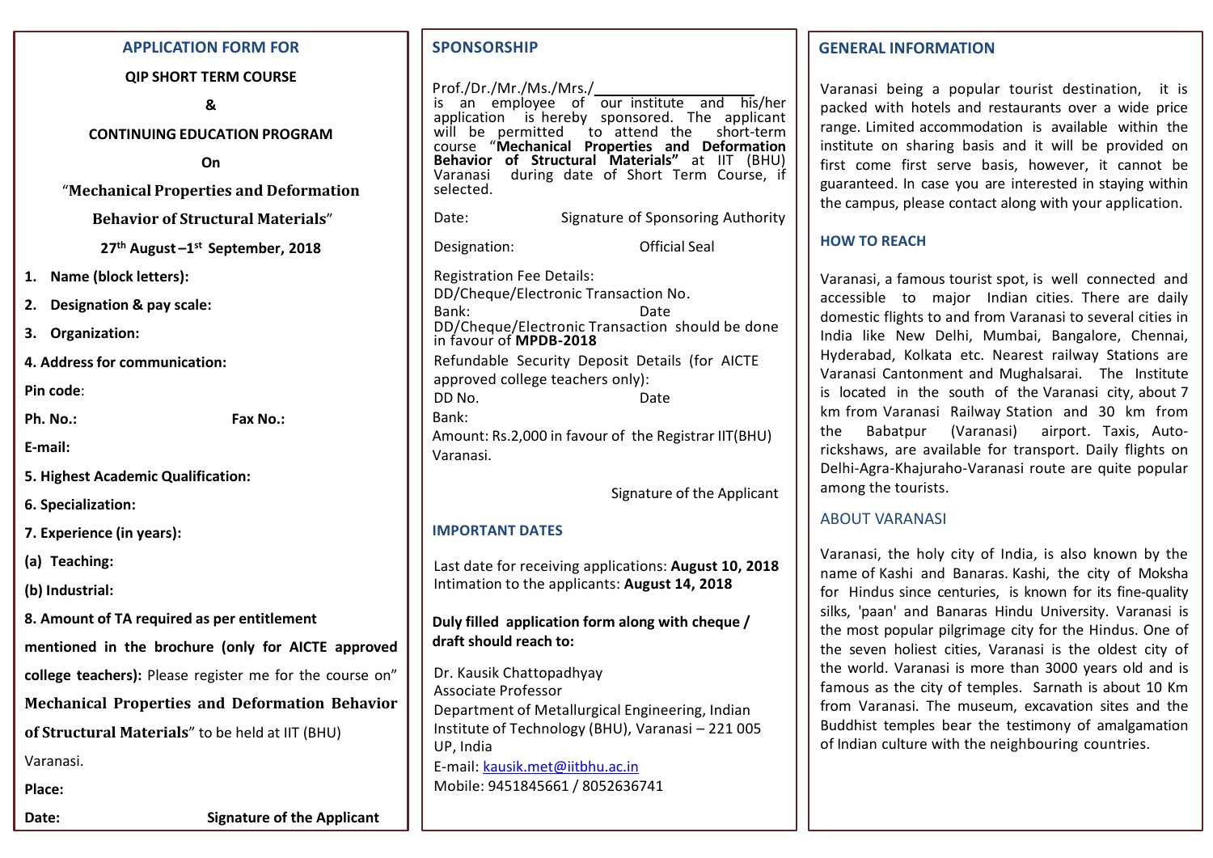## APPLICATION FORM FOR

**QIP SHORT TERM COURSE**

**&**

**CONTINUING EDUCATION PROGRAM**

**On**

"**Mechanical Properties and Deformation Behavior of Structural Materials**"

**27th August –1st September, 2018**

1. **Name (block letters):**
2. **Designation & pay scale:**
3. **Organization:**

**4. Address for communication:**

**Pin code**:

**Ph. No.:** **Fax No.:**

**E-mail:**

**5. Highest Academic Qualification:**

**6. Specialization:**

**7. Experience (in years):**

**(a) Teaching:**

**(b) Industrial:**

**8. Amount of TA required as per entitlement mentioned in the brochure (only for AICTE approved college teachers):** Please register me for the course on" **Mechanical Properties and Deformation Behavior of Structural Materials**" to be held at IIT (BHU) Varanasi.

**Place:**

**Date:** **Signature of the Applicant**

## SPONSORSHIP

Prof./Dr./Mr./Ms./Mrs./____________________ is an employee of our institute and his/her application is hereby sponsored. The applicant will be permitted to attend the short-term course "**Mechanical Properties and Deformation Behavior of Structural Materials"** at IIT (BHU) Varanasi during date of Short Term Course, if selected.

Date: Signature of Sponsoring Authority

Designation: Official Seal

Registration Fee Details:
DD/Cheque/Electronic Transaction No.
Bank: Date
DD/Cheque/Electronic Transaction should be done in favour of **MPDB-2018**

Refundable Security Deposit Details (for AICTE approved college teachers only):
DD No. Date
Bank:
Amount: Rs.2,000 in favour of the Registrar IIT(BHU) Varanasi.

Signature of the Applicant

## IMPORTANT DATES

Last date for receiving applications: **August 10, 2018**
Intimation to the applicants: **August 14, 2018**

**Duly filled application form along with cheque / draft should reach to:**

Dr. Kausik Chattopadhyay
Associate Professor
Department of Metallurgical Engineering, Indian Institute of Technology (BHU), Varanasi – 221 005
UP, India
E-mail: kausik.met@iitbhu.ac.in
Mobile: 9451845661 / 8052636741

## GENERAL INFORMATION

Varanasi being a popular tourist destination, it is packed with hotels and restaurants over a wide price range. Limited accommodation is available within the institute on sharing basis and it will be provided on first come first serve basis, however, it cannot be guaranteed. In case you are interested in staying within the campus, please contact along with your application.

## HOW TO REACH

Varanasi, a famous tourist spot, is well connected and accessible to major Indian cities. There are daily domestic flights to and from Varanasi to several cities in India like New Delhi, Mumbai, Bangalore, Chennai, Hyderabad, Kolkata etc. Nearest railway Stations are Varanasi Cantonment and Mughalsarai. The Institute is located in the south of the Varanasi city, about 7 km from Varanasi Railway Station and 30 km from the Babatpur (Varanasi) airport. Taxis, Auto-rickshaws, are available for transport. Daily flights on Delhi-Agra-Khajuraho-Varanasi route are quite popular among the tourists.

## ABOUT VARANASI

Varanasi, the holy city of India, is also known by the name of Kashi and Banaras. Kashi, the city of Moksha for Hindus since centuries, is known for its fine-quality silks, 'paan' and Banaras Hindu University. Varanasi is the most popular pilgrimage city for the Hindus. One of the seven holiest cities, Varanasi is the oldest city of the world. Varanasi is more than 3000 years old and is famous as the city of temples. Sarnath is about 10 Km from Varanasi. The museum, excavation sites and the Buddhist temples bear the testimony of amalgamation of Indian culture with the neighbouring countries.